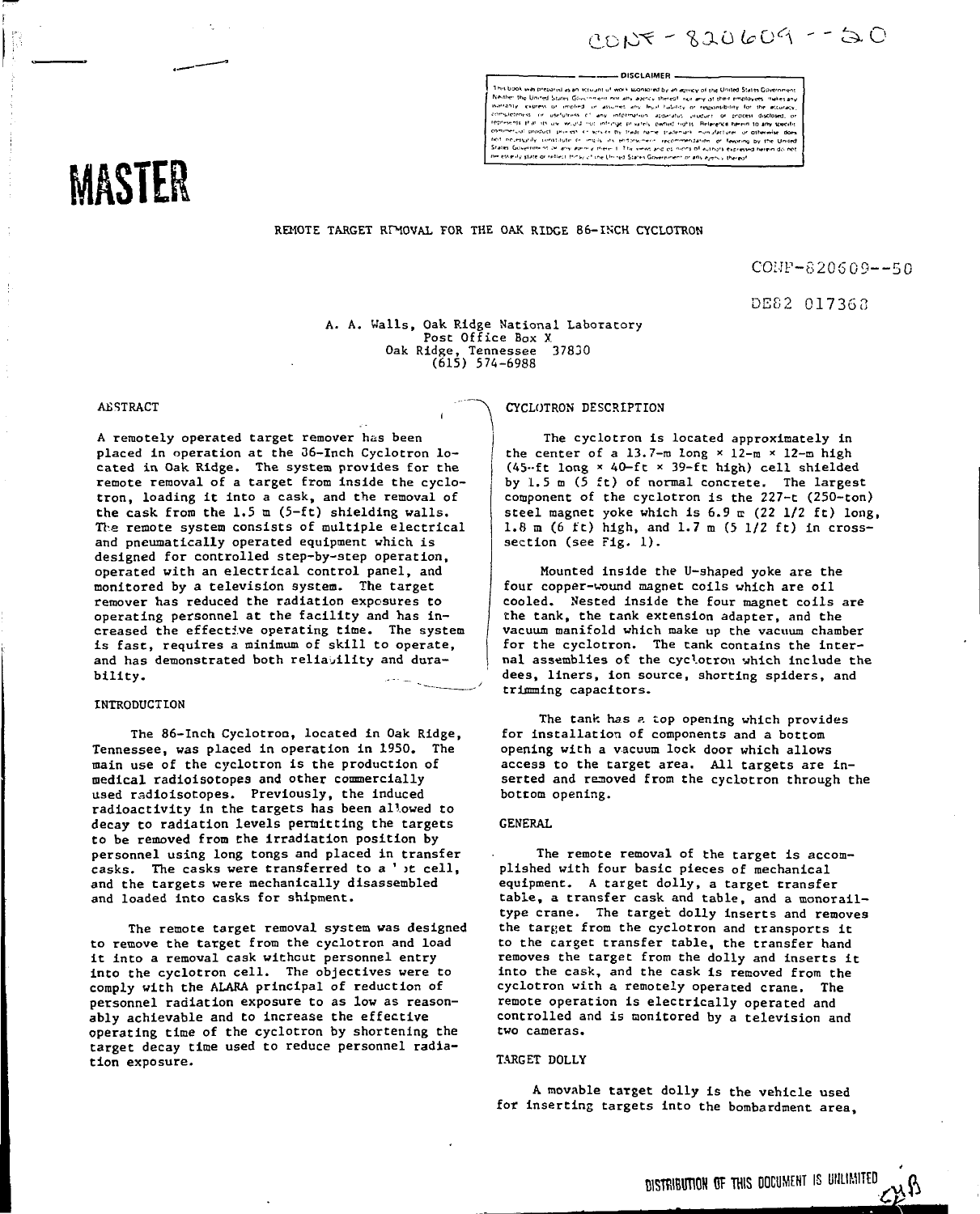CONF-820609--50

**DISCLAIMER**

This book was prepared as an account of work sponsored by an agency of the United States Government. Neither the United States Government nor any agency thereof, nor any of their employees, makes any warranty, express or implied, or assumes any legal liability or responsibility for the accuracy, completeness, or usefulness of any information, apparatus, product, or process disclosed, or represents that its use would not infringe privately owned rights. Reference herein to any specific commercial product, process, or service by trade name, trademark, manufacturer, or otherwise, does not necessarily constitute or imply its endorsement, recommendation, or favoring by the United States Government or any agency thereof. The views and opinions of authors expressed herein do not necessarily state or reflect those of the United States Government or any agency thereof.

# MASTER

## REMOTE TARGET REMOVAL FOR THE OAK RIDGE 86-INCH CYCLOTRON

CONF-820609--50

DE82 017368

A. A. Walls, Oak Ridge National Laboratory
Post Office Box X
Oak Ridge, Tennessee 37830
(615) 574-6988

### ABSTRACT

A remotely operated target remover has been placed in operation at the 86-Inch Cyclotron located in Oak Ridge. The system provides for the remote removal of a target from inside the cyclotron, loading it into a cask, and the removal of the cask from the 1.5 m (5-ft) shielding walls. The remote system consists of multiple electrical and pneumatically operated equipment which is designed for controlled step-by-step operation, operated with an electrical control panel, and monitored by a television system. The target remover has reduced the radiation exposures to operating personnel at the facility and has increased the effective operating time. The system is fast, requires a minimum of skill to operate, and has demonstrated both reliability and durability.

### INTRODUCTION

The 86-Inch Cyclotron, located in Oak Ridge, Tennessee, was placed in operation in 1950. The main use of the cyclotron is the production of medical radioisotopes and other commercially used radioisotopes. Previously, the induced radioactivity in the targets has been allowed to decay to radiation levels permitting the targets to be removed from the irradiation position by personnel using long tongs and placed in transfer casks. The casks were transferred to a hot cell, and the targets were mechanically disassembled and loaded into casks for shipment.

The remote target removal system was designed to remove the target from the cyclotron and load it into a removal cask without personnel entry into the cyclotron cell. The objectives were to comply with the ALARA principal of reduction of personnel radiation exposure to as low as reasonably achievable and to increase the effective operating time of the cyclotron by shortening the target decay time used to reduce personnel radiation exposure.

### CYCLOTRON DESCRIPTION

The cyclotron is located approximately in the center of a 13.7-m long × 12-m × 12-m high (45-ft long × 40-ft × 39-ft high) cell shielded by 1.5 m (5 ft) of normal concrete. The largest component of the cyclotron is the 227-t (250-ton) steel magnet yoke which is 6.9 m (22 1/2 ft) long, 1.8 m (6 ft) high, and 1.7 m (5 1/2 ft) in cross-section (see Fig. 1).

Mounted inside the U-shaped yoke are the four copper-wound magnet coils which are oil cooled. Nested inside the four magnet coils are the tank, the tank extension adapter, and the vacuum manifold which make up the vacuum chamber for the cyclotron. The tank contains the internal assemblies of the cyclotron which include the dees, liners, ion source, shorting spiders, and trimming capacitors.

The tank has a top opening which provides for installation of components and a bottom opening with a vacuum lock door which allows access to the target area. All targets are inserted and removed from the cyclotron through the bottom opening.

### GENERAL

The remote removal of the target is accomplished with four basic pieces of mechanical equipment. A target dolly, a target transfer table, a transfer cask and table, and a monorail-type crane. The target dolly inserts and removes the target from the cyclotron and transports it to the target transfer table, the transfer hand removes the target from the dolly and inserts it into the cask, and the cask is removed from the cyclotron with a remotely operated crane. The remote operation is electrically operated and controlled and is monitored by a television and two cameras.

### TARGET DOLLY

A movable target dolly is the vehicle used for inserting targets into the bombardment area,

DISTRIBUTION OF THIS DOCUMENT IS UNLIMITED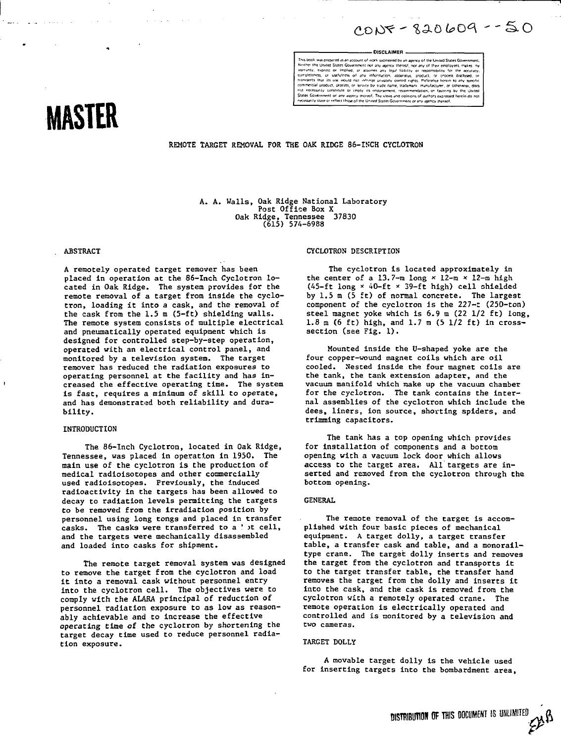CONF-820609--50

**DISCLAIMER**

This book was prepared as an account of work sponsored by an agency of the United States Government. Neither the United States Government nor any agency thereof, nor any of their employees, makes any warranty, express or implied, or assumes any legal liability or responsibility for the accuracy, completeness, or usefulness of any information, apparatus, product, or process disclosed, or represents that its use would not infringe privately owned rights. Reference herein to any specific commercial product, process, or service by trade name, trademark, manufacturer, or otherwise, does not necessarily constitute or imply its endorsement, recommendation, or favoring by the United States Government or any agency thereof. The views and opinions of authors expressed herein do not necessarily state or reflect those of the United States Government or any agency thereof.

**MASTER**

# REMOTE TARGET REMOVAL FOR THE OAK RIDGE 86-INCH CYCLOTRON

A. A. Walls, Oak Ridge National Laboratory
Post Office Box X
Oak Ridge, Tennessee 37830
(615) 574-6988

## ABSTRACT

A remotely operated target remover has been placed in operation at the 86-Inch Cyclotron located in Oak Ridge. The system provides for the remote removal of a target from inside the cyclotron, loading it into a cask, and the removal of the cask from the 1.5 m (5-ft) shielding walls. The remote system consists of multiple electrical and pneumatically operated equipment which is designed for controlled step-by-step operation, operated with an electrical control panel, and monitored by a television system. The target remover has reduced the radiation exposures to operating personnel at the facility and has increased the effective operating time. The system is fast, requires a minimum of skill to operate, and has demonstrated both reliability and durability.

## INTRODUCTION

The 86-Inch Cyclotron, located in Oak Ridge, Tennessee, was placed in operation in 1950. The main use of the cyclotron is the production of medical radioisotopes and other commercially used radioisotopes. Previously, the induced radioactivity in the targets has been allowed to decay to radiation levels permitting the targets to be removed from the irradiation position by personnel using long tongs and placed in transfer casks. The casks were transferred to a hot cell, and the targets were mechanically disassembled and loaded into casks for shipment.

The remote target removal system was designed to remove the target from the cyclotron and load it into a removal cask without personnel entry into the cyclotron cell. The objectives were to comply with the ALARA principal of reduction of personnel radiation exposure to as low as reasonably achievable and to increase the effective operating time of the cyclotron by shortening the target decay time used to reduce personnel radiation exposure.

## CYCLOTRON DESCRIPTION

The cyclotron is located approximately in the center of a 13.7-m long × 12-m × 12-m high (45-ft long × 40-ft × 39-ft high) cell shielded by 1.5 m (5 ft) of normal concrete. The largest component of the cyclotron is the 227-t (250-ton) steel magnet yoke which is 6.9 m (22 1/2 ft) long, 1.8 m (6 ft) high, and 1.7 m (5 1/2 ft) in cross-section (see Fig. 1).

Mounted inside the U-shaped yoke are the four copper-wound magnet coils which are oil cooled. Nested inside the four magnet coils are the tank, the tank extension adapter, and the vacuum manifold which make up the vacuum chamber for the cyclotron. The tank contains the internal assemblies of the cyclotron which include the dees, liners, ion source, shorting spiders, and trimming capacitors.

The tank has a top opening which provides for installation of components and a bottom opening with a vacuum lock door which allows access to the target area. All targets are inserted and removed from the cyclotron through the bottom opening.

## GENERAL

The remote removal of the target is accomplished with four basic pieces of mechanical equipment. A target dolly, a target transfer table, a transfer cask and table, and a monorail-type crane. The target dolly inserts and removes the target from the cyclotron and transports it to the target transfer table, the transfer hand removes the target from the dolly and inserts it into the cask, and the cask is removed from the cyclotron with a remotely operated crane. The remote operation is electrically operated and controlled and is monitored by a television and two cameras.

## TARGET DOLLY

A movable target dolly is the vehicle used for inserting targets into the bombardment area,

DISTRIBUTION OF THIS DOCUMENT IS UNLIMITED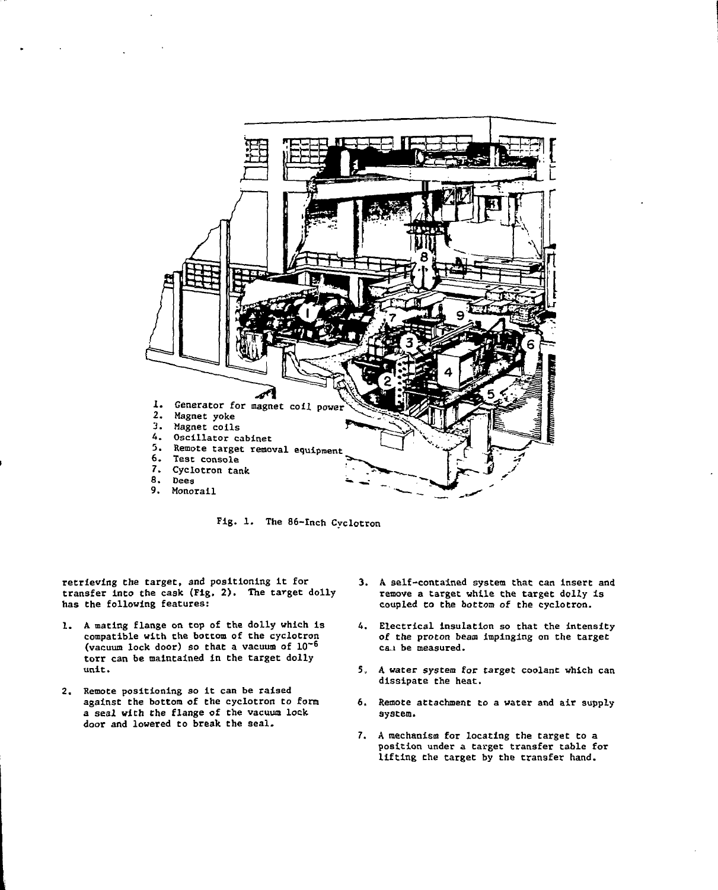1. Generator for magnet coil power
2. Magnet yoke
3. Magnet coils
4. Oscillator cabinet
5. Remote target removal equipment
6. Test console
7. Cyclotron tank
8. Dees
9. Monorail

Fig. 1. The 86-Inch Cyclotron

retrieving the target, and positioning it for transfer into the cask (Fig. 2). The target dolly has the following features:

1. A mating flange on top of the dolly which is compatible with the bottom of the cyclotron (vacuum lock door) so that a vacuum of $10^{-6}$ torr can be maintained in the target dolly unit.

2. Remote positioning so it can be raised against the bottom of the cyclotron to form a seal with the flange of the vacuum lock door and lowered to break the seal.

3. A self-contained system that can insert and remove a target while the target dolly is coupled to the bottom of the cyclotron.

4. Electrical insulation so that the intensity of the proton beam impinging on the target can be measured.

5. A water system for target coolant which can dissipate the heat.

6. Remote attachment to a water and air supply system.

7. A mechanism for locating the target to a position under a target transfer table for lifting the target by the transfer hand.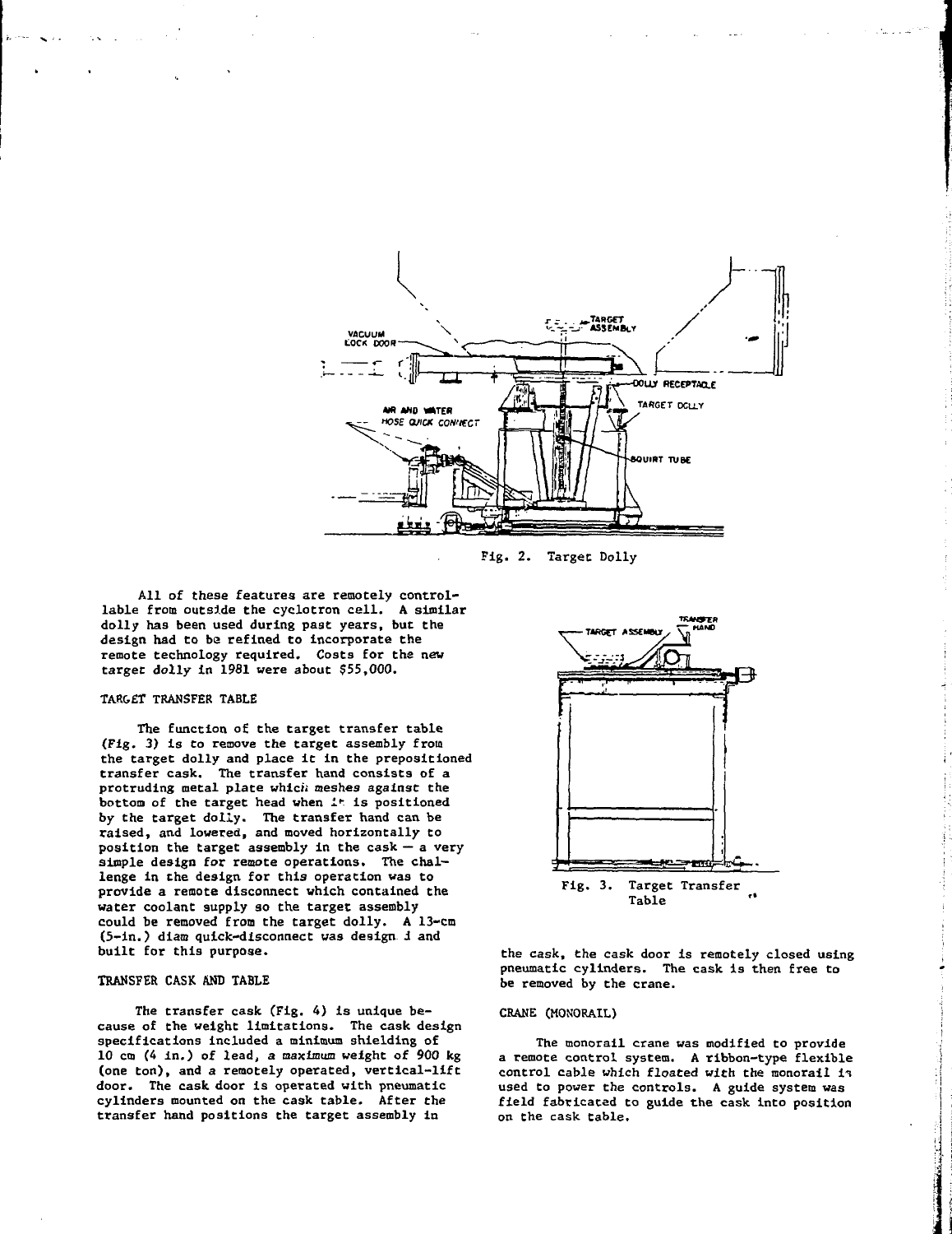Fig. 2. Target Dolly

All of these features are remotely controllable from outside the cyclotron cell. A similar dolly has been used during past years, but the design had to be refined to incorporate the remote technology required. Costs for the new target dolly in 1981 were about $55,000.

## TARGET TRANSFER TABLE

The function of the target transfer table (Fig. 3) is to remove the target assembly from the target dolly and place it in the prepositioned transfer cask. The transfer hand consists of a protruding metal plate which meshes against the bottom of the target head when it is positioned by the target dolly. The transfer hand can be raised, and lowered, and moved horizontally to position the target assembly in the cask — a very simple design for remote operations. The challenge in the design for this operation was to provide a remote disconnect which contained the water coolant supply so the target assembly could be removed from the target dolly. A 13-cm (5-in.) diam quick-disconnect was designed and built for this purpose.

Fig. 3. Target Transfer Table

## TRANSFER CASK AND TABLE

The transfer cask (Fig. 4) is unique because of the weight limitations. The cask design specifications included a minimum shielding of 10 cm (4 in.) of lead, a maximum weight of 900 kg (one ton), and a remotely operated, vertical-lift door. The cask door is operated with pneumatic cylinders mounted on the cask table. After the transfer hand positions the target assembly in the cask, the cask door is remotely closed using pneumatic cylinders. The cask is then free to be removed by the crane.

## CRANE (MONORAIL)

The monorail crane was modified to provide a remote control system. A ribbon-type flexible control cable which floated with the monorail is used to power the controls. A guide system was field fabricated to guide the cask into position on the cask table.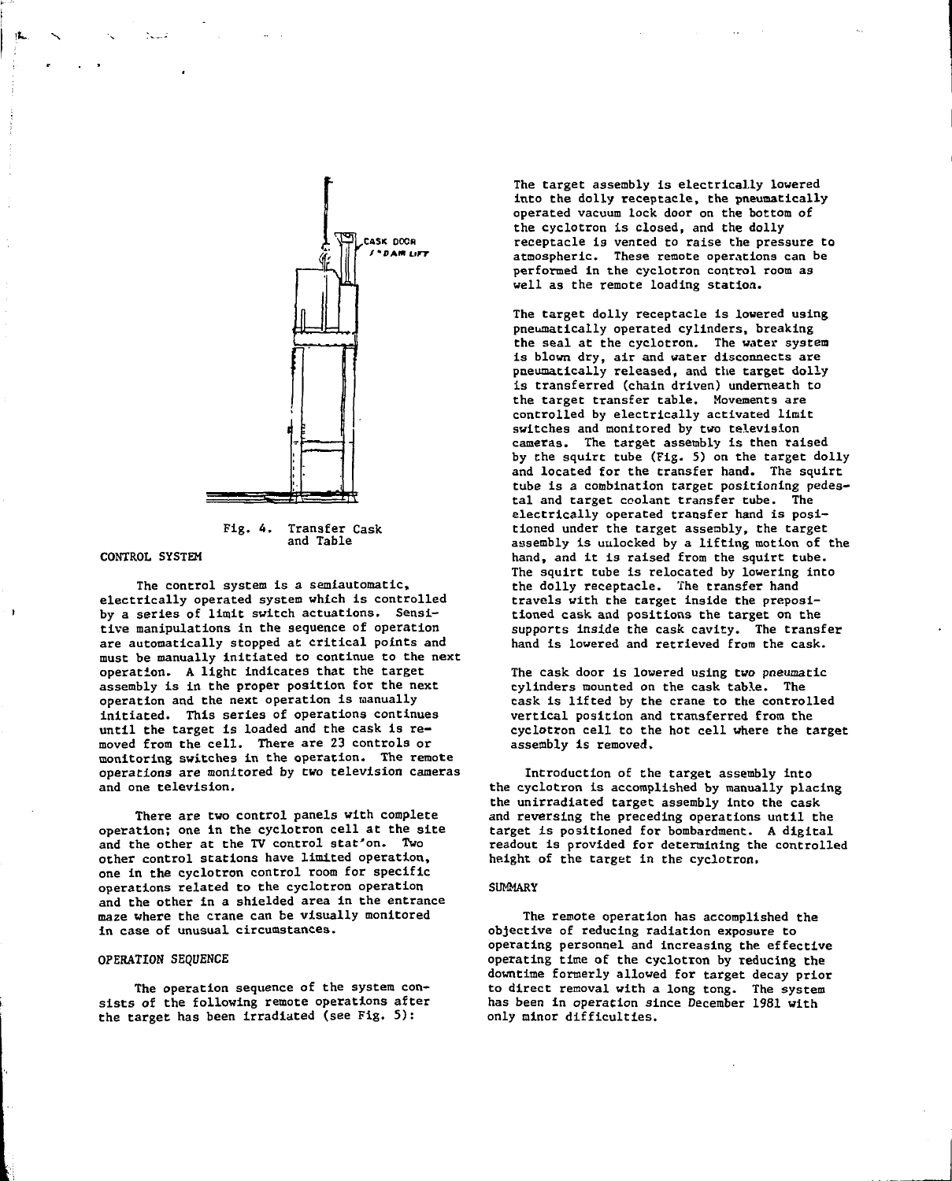CASK DOOR
1" DAM LIFT

Fig. 4. Transfer Cask and Table

## CONTROL SYSTEM

The control system is a semiautomatic, electrically operated system which is controlled by a series of limit switch actuations. Sensitive manipulations in the sequence of operation are automatically stopped at critical points and must be manually initiated to continue to the next operation. A light indicates that the target assembly is in the proper position for the next operation and the next operation is manually initiated. This series of operations continues until the target is loaded and the cask is removed from the cell. There are 23 controls or monitoring switches in the operation. The remote operations are monitored by two television cameras and one television.

There are two control panels with complete operation; one in the cyclotron cell at the site and the other at the TV control station. Two other control stations have limited operation, one in the cyclotron control room for specific operations related to the cyclotron operation and the other in a shielded area in the entrance maze where the crane can be visually monitored in case of unusual circumstances.

## OPERATION SEQUENCE

The operation sequence of the system consists of the following remote operations after the target has been irradiated (see Fig. 5):

The target assembly is electrically lowered into the dolly receptacle, the pneumatically operated vacuum lock door on the bottom of the cyclotron is closed, and the dolly receptacle is vented to raise the pressure to atmospheric. These remote operations can be performed in the cyclotron control room as well as the remote loading station.

The target dolly receptacle is lowered using pneumatically operated cylinders, breaking the seal at the cyclotron. The water system is blown dry, air and water disconnects are pneumatically released, and the target dolly is transferred (chain driven) underneath to the target transfer table. Movements are controlled by electrically activated limit switches and monitored by two television cameras. The target assembly is then raised by the squirt tube (Fig. 5) on the target dolly and located for the transfer hand. The squirt tube is a combination target positioning pedestal and target coolant transfer tube. The electrically operated transfer hand is positioned under the target assembly, the target assembly is unlocked by a lifting motion of the hand, and it is raised from the squirt tube. The squirt tube is relocated by lowering into the dolly receptacle. The transfer hand travels with the target inside the prepositioned cask and positions the target on the supports inside the cask cavity. The transfer hand is lowered and retrieved from the cask.

The cask door is lowered using two pneumatic cylinders mounted on the cask table. The cask is lifted by the crane to the controlled vertical position and transferred from the cyclotron cell to the hot cell where the target assembly is removed.

Introduction of the target assembly into the cyclotron is accomplished by manually placing the unirradiated target assembly into the cask and reversing the preceding operations until the target is positioned for bombardment. A digital readout is provided for determining the controlled height of the target in the cyclotron.

## SUMMARY

The remote operation has accomplished the objective of reducing radiation exposure to operating personnel and increasing the effective operating time of the cyclotron by reducing the downtime formerly allowed for target decay prior to direct removal with a long tong. The system has been in operation since December 1981 with only minor difficulties.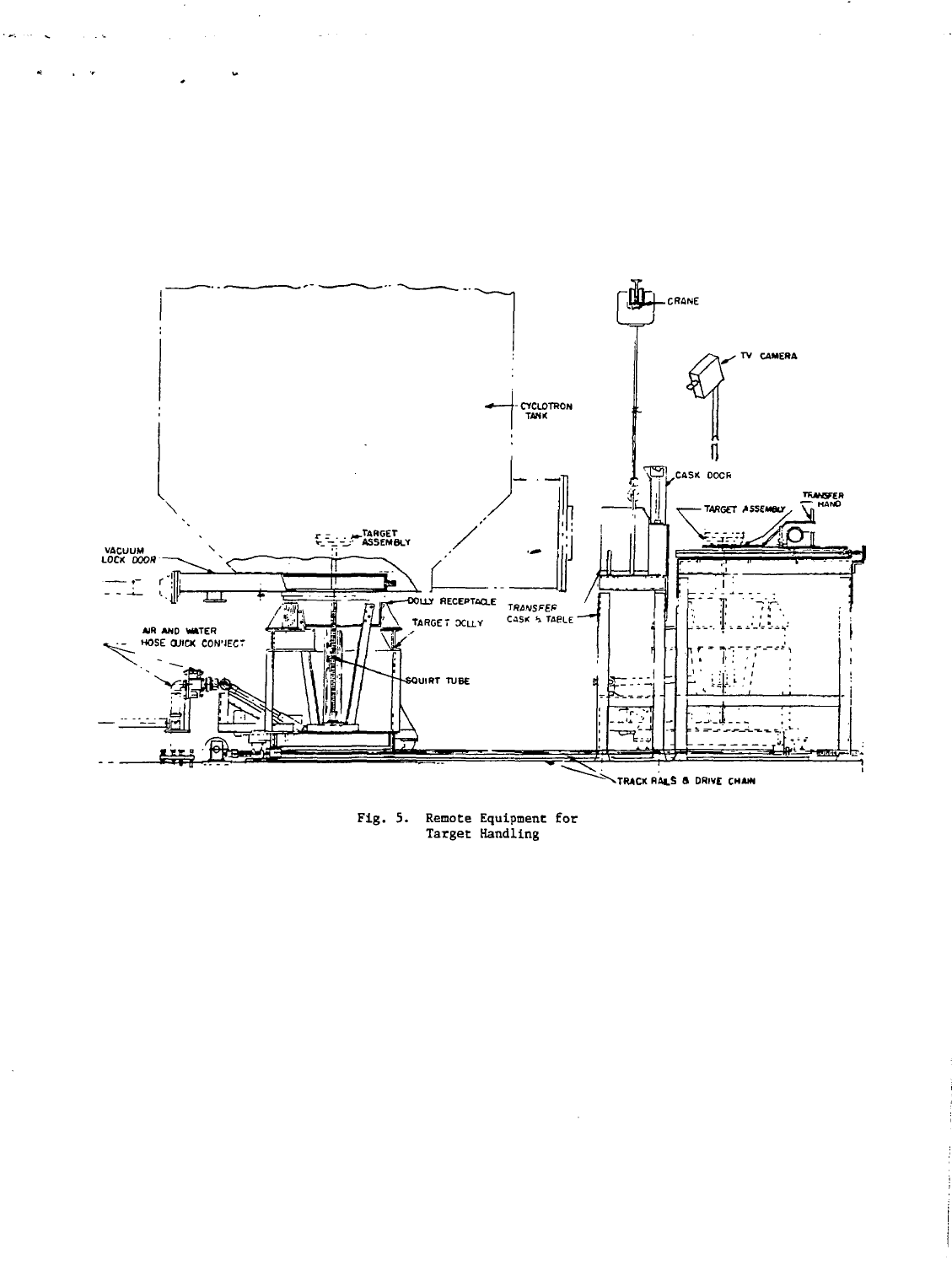CRANE

TV CAMERA

CYCLOTRON TANK

CASK DOOR

TRANSFER HAND

TARGET ASSEMBLY

TARGET ASSEMBLY

VACUUM LOCK DOOR

DOLLY RECEPTACLE

TRANSFER CASK & TABLE

TARGET DOLLY

AIR AND WATER HOSE QUICK CONNECT

SQUIRT TUBE

TRACK RAILS & DRIVE CHAIN

Fig. 5. Remote Equipment for Target Handling